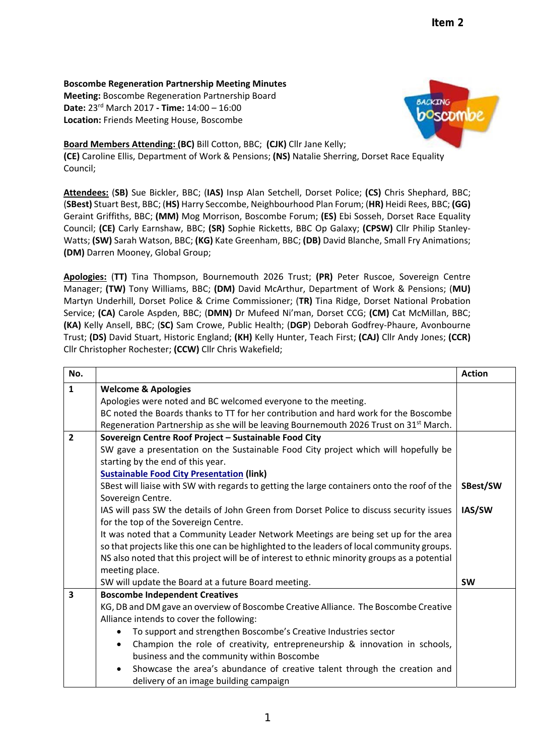Item 2

**Boscombe Regeneration Partnership Meeting Minutes**
**Meeting:** Boscombe Regeneration Partnership Board
**Date:** 23rd March 2017 **- Time:** 14:00 – 16:00
**Location:** Friends Meeting House, Boscombe

**Board Members Attending: (BC)** Bill Cotton, BBC; **(CJK)** Cllr Jane Kelly; **(CE)** Caroline Ellis, Department of Work & Pensions; **(NS)** Natalie Sherring, Dorset Race Equality Council;

**Attendees:** (**SB)** Sue Bickler, BBC; **(IAS)** Insp Alan Setchell, Dorset Police; **(CS)** Chris Shephard, BBC; (**SBest)** Stuart Best, BBC; (**HS)** Harry Seccombe, Neighbourhood Plan Forum; (**HR)** Heidi Rees, BBC; **(GG)** Geraint Griffiths, BBC; **(MM)** Mog Morrison, Boscombe Forum; **(ES)** Ebi Sosseh, Dorset Race Equality Council; **(CE)** Carly Earnshaw, BBC; **(SR)** Sophie Ricketts, BBC Op Galaxy; **(CPSW)** Cllr Philip Stanley-Watts; **(SW)** Sarah Watson, BBC; **(KG)** Kate Greenham, BBC; **(DB)** David Blanche, Small Fry Animations; **(DM)** Darren Mooney, Global Group;

**Apologies:** (**TT)** Tina Thompson, Bournemouth 2026 Trust; **(PR)** Peter Ruscoe, Sovereign Centre Manager; **(TW)** Tony Williams, BBC; **(DM)** David McArthur, Department of Work & Pensions; **(MU)** Martyn Underhill, Dorset Police & Crime Commissioner; **(TR)** Tina Ridge, Dorset National Probation Service; **(CA)** Carole Aspden, BBC; (**DMN)** Dr Mufeed Ni'man, Dorset CCG; **(CM)** Cat McMillan, BBC; **(KA)** Kelly Ansell, BBC; (**SC)** Sam Crowe, Public Health; (**DGP**) Deborah Godfrey-Phaure, Avonbourne Trust; **(DS)** David Stuart, Historic England; **(KH)** Kelly Hunter, Teach First; **(CAJ)** Cllr Andy Jones; **(CCR)** Cllr Christopher Rochester; **(CCW)** Cllr Chris Wakefield;

| No. | | Action |
|---|---|---|
| **1** | **Welcome & Apologies**<br>Apologies were noted and BC welcomed everyone to the meeting.<br>BC noted the Boards thanks to TT for her contribution and hard work for the Boscombe Regeneration Partnership as she will be leaving Bournemouth 2026 Trust on 31st March. | |
| **2** | **Sovereign Centre Roof Project – Sustainable Food City**<br>SW gave a presentation on the Sustainable Food City project which will hopefully be starting by the end of this year.<br>**Sustainable Food City Presentation (link)** | |
| | SBest will liaise with SW with regards to getting the large containers onto the roof of the Sovereign Centre. | **SBest/SW** |
| | IAS will pass SW the details of John Green from Dorset Police to discuss security issues for the top of the Sovereign Centre. | **IAS/SW** |
| | It was noted that a Community Leader Network Meetings are being set up for the area so that projects like this one can be highlighted to the leaders of local community groups.<br>NS also noted that this project will be of interest to ethnic minority groups as a potential meeting place. | |
| | SW will update the Board at a future Board meeting. | **SW** |
| **3** | **Boscombe Independent Creatives**<br>KG, DB and DM gave an overview of Boscombe Creative Alliance. The Boscombe Creative Alliance intends to cover the following:<br>• To support and strengthen Boscombe's Creative Industries sector<br>• Champion the role of creativity, entrepreneurship & innovation in schools, business and the community within Boscombe<br>• Showcase the area's abundance of creative talent through the creation and delivery of an image building campaign | |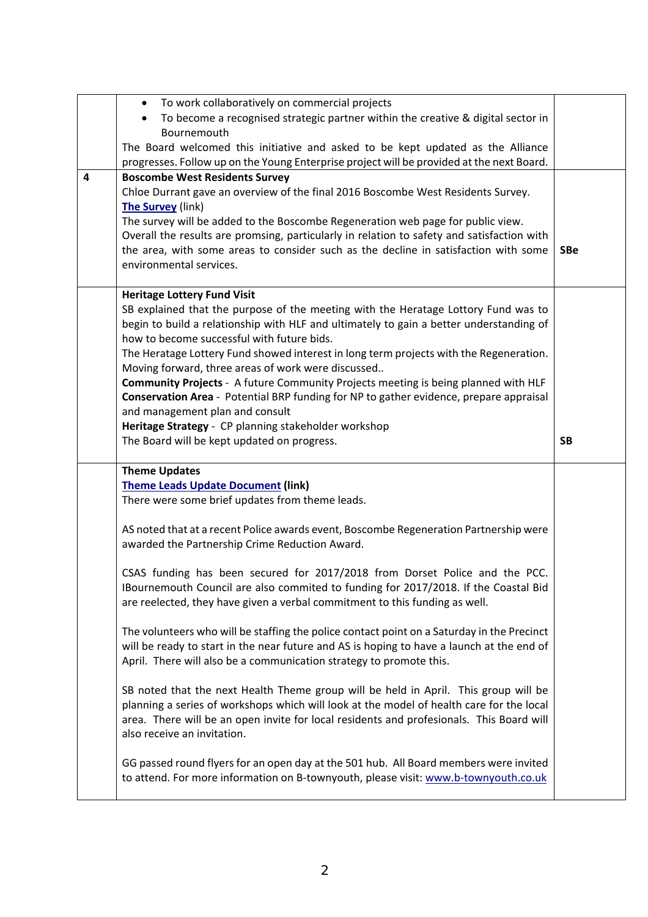| | | |
|---|---|---|
| | • To work collaboratively on commercial projects<br>• To become a recognised strategic partner within the creative & digital sector in Bournemouth<br>The Board welcomed this initiative and asked to be kept updated as the Alliance progresses. Follow up on the Young Enterprise project will be provided at the next Board. | |
| 4 | **Boscombe West Residents Survey**<br>Chloe Durrant gave an overview of the final 2016 Boscombe West Residents Survey.<br>**The Survey** (link)<br>The survey will be added to the Boscombe Regeneration web page for public view.<br>Overall the results are promsing, particularly in relation to safety and satisfaction with the area, with some areas to consider such as the decline in satisfaction with some environmental services. | **SBe** |
| | **Heritage Lottery Fund Visit**<br>SB explained that the purpose of the meeting with the Heratage Lottory Fund was to begin to build a relationship with HLF and ultimately to gain a better understanding of how to become successful with future bids.<br>The Heratage Lottery Fund showed interest in long term projects with the Regeneration. Moving forward, three areas of work were discussed..<br>**Community Projects** - A future Community Projects meeting is being planned with HLF<br>**Conservation Area** - Potential BRP funding for NP to gather evidence, prepare appraisal and management plan and consult<br>**Heritage Strategy** - CP planning stakeholder workshop<br>The Board will be kept updated on progress. | **SB** |
| | **Theme Updates**<br>**Theme Leads Update Document (link)**<br>There were some brief updates from theme leads.<br><br>AS noted that at a recent Police awards event, Boscombe Regeneration Partnership were awarded the Partnership Crime Reduction Award.<br><br>CSAS funding has been secured for 2017/2018 from Dorset Police and the PCC. IBournemouth Council are also commited to funding for 2017/2018. If the Coastal Bid are reelected, they have given a verbal commitment to this funding as well.<br><br>The volunteers who will be staffing the police contact point on a Saturday in the Precinct will be ready to start in the near future and AS is hoping to have a launch at the end of April. There will also be a communication strategy to promote this.<br><br>SB noted that the next Health Theme group will be held in April. This group will be planning a series of workshops which will look at the model of health care for the local area. There will be an open invite for local residents and profesionals. This Board will also receive an invitation.<br><br>GG passed round flyers for an open day at the 501 hub. All Board members were invited to attend. For more information on B-townyouth, please visit: www.b-townyouth.co.uk | |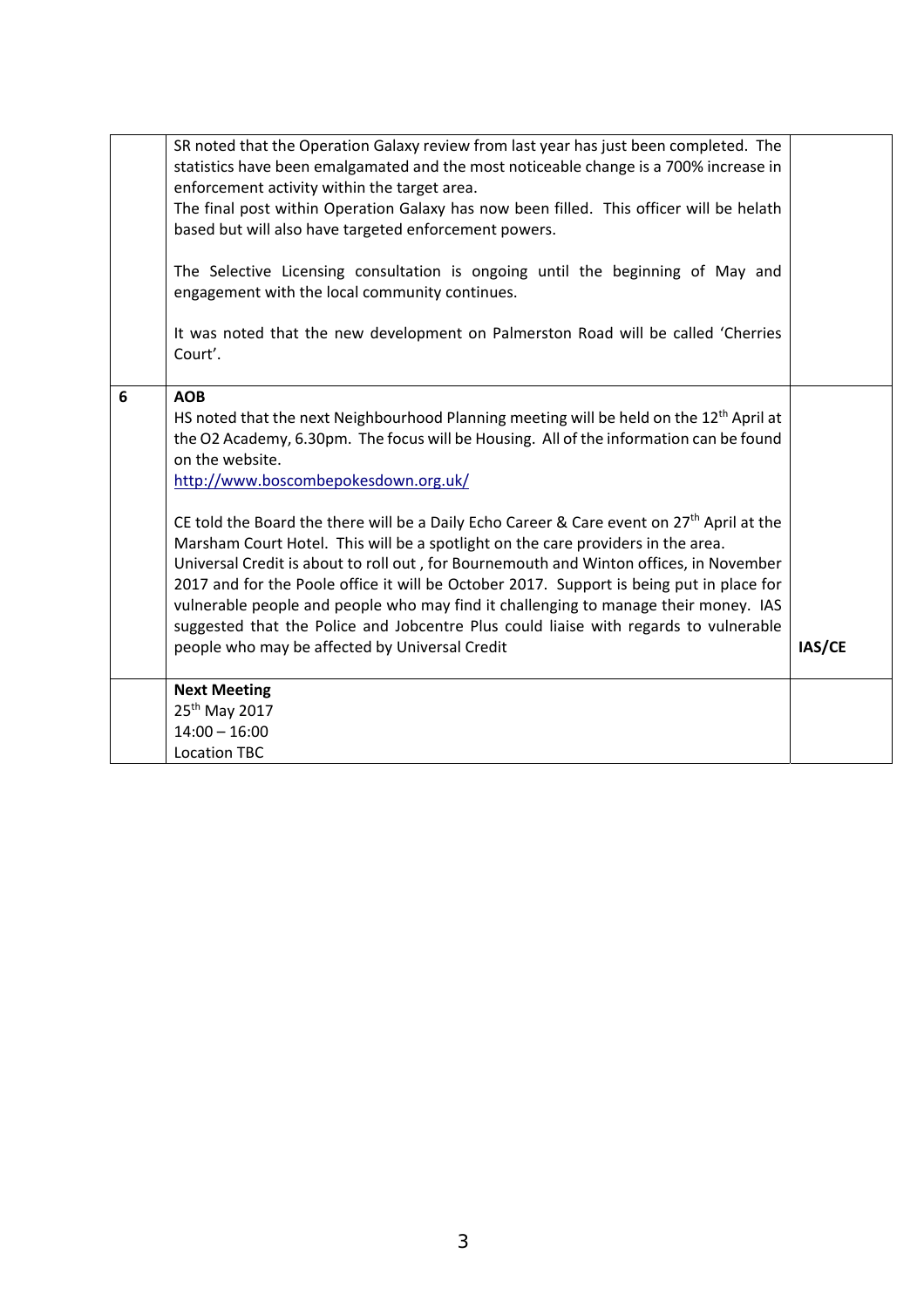| | | |
|---|---|---|
| | SR noted that the Operation Galaxy review from last year has just been completed. The statistics have been emalgamated and the most noticeable change is a 700% increase in enforcement activity within the target area.<br>The final post within Operation Galaxy has now been filled. This officer will be helath based but will also have targeted enforcement powers.<br><br>The Selective Licensing consultation is ongoing until the beginning of May and engagement with the local community continues.<br><br>It was noted that the new development on Palmerston Road will be called 'Cherries Court'. | |
| 6 | **AOB**<br>HS noted that the next Neighbourhood Planning meeting will be held on the 12th April at the O2 Academy, 6.30pm. The focus will be Housing. All of the information can be found on the website.<br>http://www.boscombepokesdown.org.uk/<br><br>CE told the Board the there will be a Daily Echo Career & Care event on 27th April at the Marsham Court Hotel. This will be a spotlight on the care providers in the area.<br>Universal Credit is about to roll out , for Bournemouth and Winton offices, in November 2017 and for the Poole office it will be October 2017. Support is being put in place for vulnerable people and people who may find it challenging to manage their money. IAS suggested that the Police and Jobcentre Plus could liaise with regards to vulnerable people who may be affected by Universal Credit | **IAS/CE** |
| | **Next Meeting**<br>25th May 2017<br>14:00 – 16:00<br>Location TBC | |